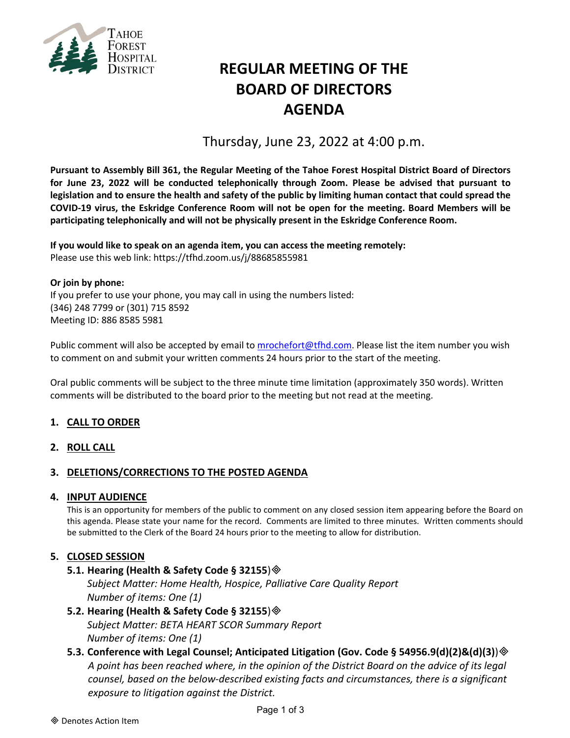TAHOE FOREST HOSPITAL DISTRICT

# REGULAR MEETING OF THE BOARD OF DIRECTORS AGENDA

Thursday, June 23, 2022 at 4:00 p.m.

**Pursuant to Assembly Bill 361, the Regular Meeting of the Tahoe Forest Hospital District Board of Directors for June 23, 2022 will be conducted telephonically through Zoom. Please be advised that pursuant to legislation and to ensure the health and safety of the public by limiting human contact that could spread the COVID-19 virus, the Eskridge Conference Room will not be open for the meeting. Board Members will be participating telephonically and will not be physically present in the Eskridge Conference Room.**

**If you would like to speak on an agenda item, you can access the meeting remotely:**
Please use this web link: https://tfhd.zoom.us/j/88685855981

**Or join by phone:**
If you prefer to use your phone, you may call in using the numbers listed:
(346) 248 7799 or (301) 715 8592
Meeting ID: 886 8585 5981

Public comment will also be accepted by email to mrochefort@tfhd.com. Please list the item number you wish to comment on and submit your written comments 24 hours prior to the start of the meeting.

Oral public comments will be subject to the three minute time limitation (approximately 350 words). Written comments will be distributed to the board prior to the meeting but not read at the meeting.

## 1. CALL TO ORDER

## 2. ROLL CALL

## 3. DELETIONS/CORRECTIONS TO THE POSTED AGENDA

## 4. INPUT AUDIENCE

This is an opportunity for members of the public to comment on any closed session item appearing before the Board on this agenda. Please state your name for the record. Comments are limited to three minutes. Written comments should be submitted to the Clerk of the Board 24 hours prior to the meeting to allow for distribution.

## 5. CLOSED SESSION

**5.1. Hearing (Health & Safety Code § 32155)**◈
*Subject Matter: Home Health, Hospice, Palliative Care Quality Report*
*Number of items: One (1)*

**5.2. Hearing (Health & Safety Code § 32155)**◈
*Subject Matter: BETA HEART SCOR Summary Report*
*Number of items: One (1)*

**5.3. Conference with Legal Counsel; Anticipated Litigation (Gov. Code § 54956.9(d)(2)&(d)(3))**◈
*A point has been reached where, in the opinion of the District Board on the advice of its legal counsel, based on the below-described existing facts and circumstances, there is a significant exposure to litigation against the District.*

◈ Denotes Action Item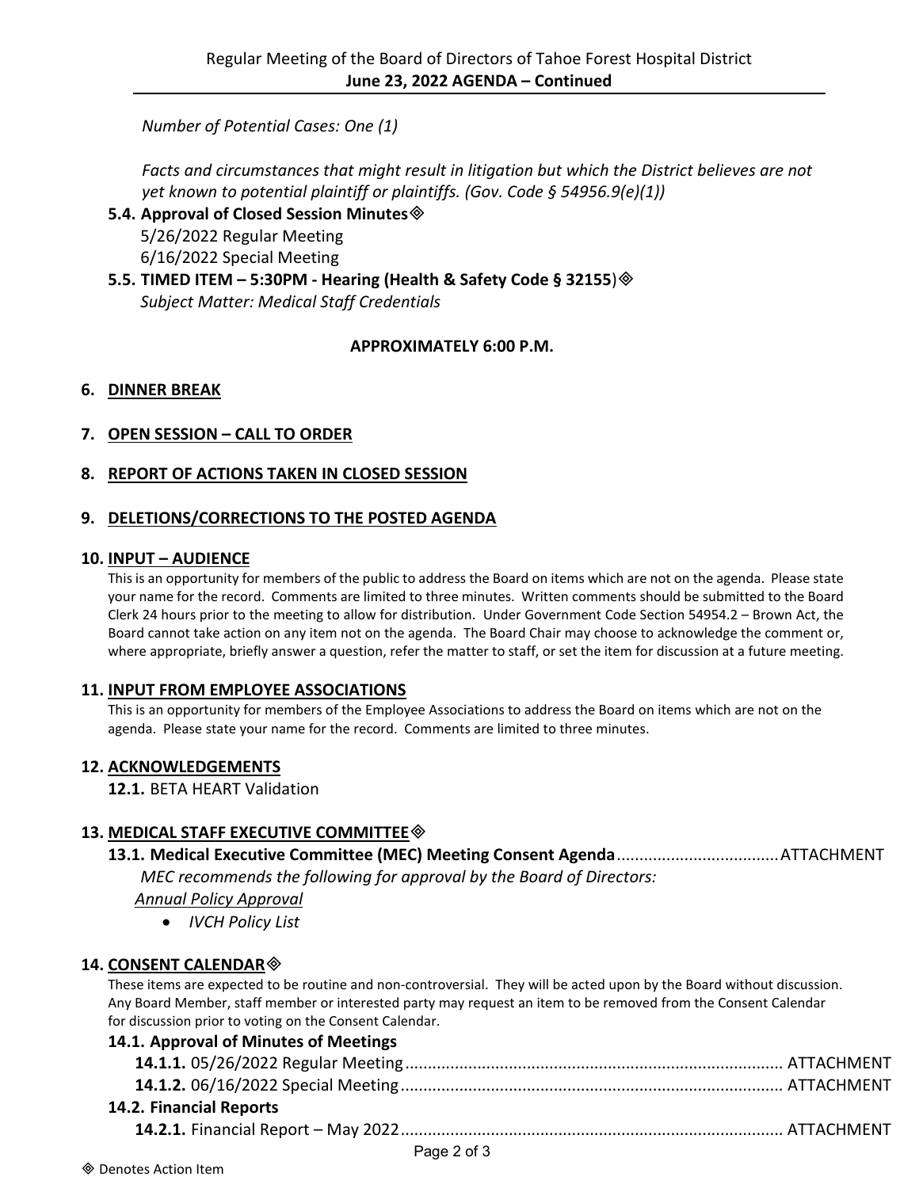*Number of Potential Cases: One (1)*

*Facts and circumstances that might result in litigation but which the District believes are not yet known to potential plaintiff or plaintiffs. (Gov. Code § 54956.9(e)(1))*

**5.4. Approval of Closed Session Minutes**◈
5/26/2022 Regular Meeting
6/16/2022 Special Meeting

**5.5. TIMED ITEM – 5:30PM - Hearing (Health & Safety Code § 32155**)◈
*Subject Matter: Medical Staff Credentials*

**APPROXIMATELY 6:00 P.M.**

**6. DINNER BREAK**

**7. OPEN SESSION – CALL TO ORDER**

**8. REPORT OF ACTIONS TAKEN IN CLOSED SESSION**

**9. DELETIONS/CORRECTIONS TO THE POSTED AGENDA**

**10. INPUT – AUDIENCE**

This is an opportunity for members of the public to address the Board on items which are not on the agenda. Please state your name for the record. Comments are limited to three minutes. Written comments should be submitted to the Board Clerk 24 hours prior to the meeting to allow for distribution. Under Government Code Section 54954.2 – Brown Act, the Board cannot take action on any item not on the agenda. The Board Chair may choose to acknowledge the comment or, where appropriate, briefly answer a question, refer the matter to staff, or set the item for discussion at a future meeting.

**11. INPUT FROM EMPLOYEE ASSOCIATIONS**

This is an opportunity for members of the Employee Associations to address the Board on items which are not on the agenda. Please state your name for the record. Comments are limited to three minutes.

**12. ACKNOWLEDGEMENTS**

**12.1.** BETA HEART Validation

**13. MEDICAL STAFF EXECUTIVE COMMITTEE**◈

**13.1. Medical Executive Committee (MEC) Meeting Consent Agenda**.................................... ATTACHMENT
*MEC recommends the following for approval by the Board of Directors:*
*Annual Policy Approval*

- *IVCH Policy List*

**14. CONSENT CALENDAR**◈

These items are expected to be routine and non-controversial. They will be acted upon by the Board without discussion. Any Board Member, staff member or interested party may request an item to be removed from the Consent Calendar for discussion prior to voting on the Consent Calendar.

**14.1. Approval of Minutes of Meetings**

**14.1.1.** 05/26/2022 Regular Meeting.................................................................................... ATTACHMENT
**14.1.2.** 06/16/2022 Special Meeting.................................................................................... ATTACHMENT

**14.2. Financial Reports**

**14.2.1.** Financial Report – May 2022.................................................................................... ATTACHMENT

◈ Denotes Action Item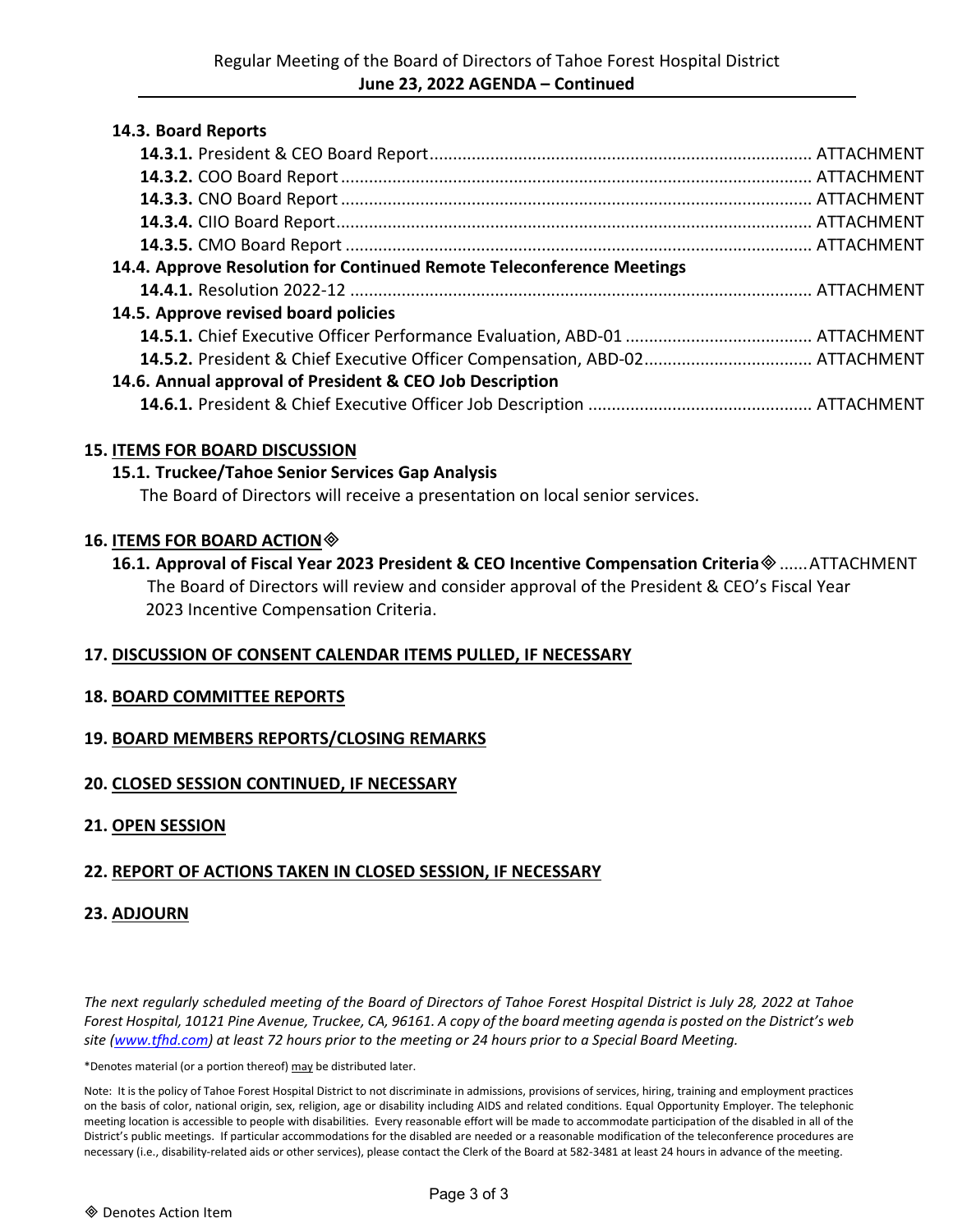### 14.3. Board Reports

**14.3.1.** President & CEO Board Report .................................................................................. ATTACHMENT
**14.3.2.** COO Board Report .................................................................................................... ATTACHMENT
**14.3.3.** CNO Board Report .................................................................................................... ATTACHMENT
**14.3.4.** CIIO Board Report..................................................................................................... ATTACHMENT
**14.3.5.** CMO Board Report ................................................................................................... ATTACHMENT

### 14.4. Approve Resolution for Continued Remote Teleconference Meetings

**14.4.1.** Resolution 2022-12 .................................................................................................. ATTACHMENT

### 14.5. Approve revised board policies

**14.5.1.** Chief Executive Officer Performance Evaluation, ABD-01 ........................................ ATTACHMENT
**14.5.2.** President & Chief Executive Officer Compensation, ABD-02.................................... ATTACHMENT

### 14.6. Annual approval of President & CEO Job Description

**14.6.1.** President & Chief Executive Officer Job Description ................................................ ATTACHMENT

## 15. ITEMS FOR BOARD DISCUSSION

### 15.1. Truckee/Tahoe Senior Services Gap Analysis

The Board of Directors will receive a presentation on local senior services.

## 16. ITEMS FOR BOARD ACTION ◈

### 16.1. Approval of Fiscal Year 2023 President & CEO Incentive Compensation Criteria ◈ ......ATTACHMENT

The Board of Directors will review and consider approval of the President & CEO's Fiscal Year 2023 Incentive Compensation Criteria.

## 17. DISCUSSION OF CONSENT CALENDAR ITEMS PULLED, IF NECESSARY

## 18. BOARD COMMITTEE REPORTS

## 19. BOARD MEMBERS REPORTS/CLOSING REMARKS

## 20. CLOSED SESSION CONTINUED, IF NECESSARY

## 21. OPEN SESSION

## 22. REPORT OF ACTIONS TAKEN IN CLOSED SESSION, IF NECESSARY

## 23. ADJOURN

*The next regularly scheduled meeting of the Board of Directors of Tahoe Forest Hospital District is July 28, 2022 at Tahoe Forest Hospital, 10121 Pine Avenue, Truckee, CA, 96161. A copy of the board meeting agenda is posted on the District's web site (www.tfhd.com) at least 72 hours prior to the meeting or 24 hours prior to a Special Board Meeting.*

*Denotes material (or a portion thereof) may be distributed later.

Note: It is the policy of Tahoe Forest Hospital District to not discriminate in admissions, provisions of services, hiring, training and employment practices on the basis of color, national origin, sex, religion, age or disability including AIDS and related conditions. Equal Opportunity Employer. The telephonic meeting location is accessible to people with disabilities. Every reasonable effort will be made to accommodate participation of the disabled in all of the District's public meetings. If particular accommodations for the disabled are needed or a reasonable modification of the teleconference procedures are necessary (i.e., disability-related aids or other services), please contact the Clerk of the Board at 582-3481 at least 24 hours in advance of the meeting.

◈ Denotes Action Item